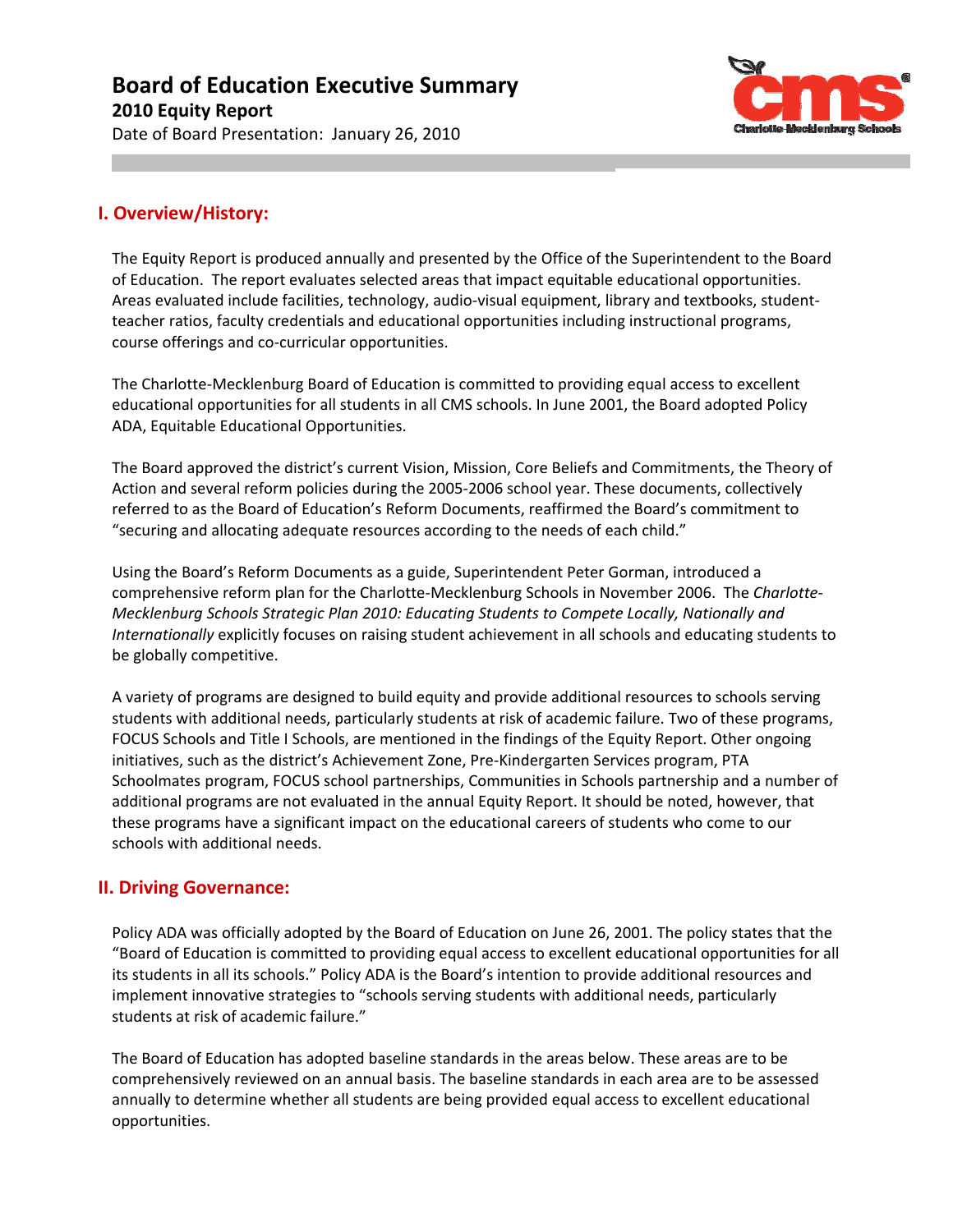# Board of Education Executive Summary

**2010 Equity Report**

Date of Board Presentation: January 26, 2010

## I. Overview/History:

The Equity Report is produced annually and presented by the Office of the Superintendent to the Board of Education. The report evaluates selected areas that impact equitable educational opportunities. Areas evaluated include facilities, technology, audio-visual equipment, library and textbooks, student-teacher ratios, faculty credentials and educational opportunities including instructional programs, course offerings and co-curricular opportunities.

The Charlotte-Mecklenburg Board of Education is committed to providing equal access to excellent educational opportunities for all students in all CMS schools. In June 2001, the Board adopted Policy ADA, Equitable Educational Opportunities.

The Board approved the district's current Vision, Mission, Core Beliefs and Commitments, the Theory of Action and several reform policies during the 2005-2006 school year. These documents, collectively referred to as the Board of Education's Reform Documents, reaffirmed the Board's commitment to "securing and allocating adequate resources according to the needs of each child."

Using the Board's Reform Documents as a guide, Superintendent Peter Gorman, introduced a comprehensive reform plan for the Charlotte-Mecklenburg Schools in November 2006. The *Charlotte-Mecklenburg Schools Strategic Plan 2010: Educating Students to Compete Locally, Nationally and Internationally* explicitly focuses on raising student achievement in all schools and educating students to be globally competitive.

A variety of programs are designed to build equity and provide additional resources to schools serving students with additional needs, particularly students at risk of academic failure. Two of these programs, FOCUS Schools and Title I Schools, are mentioned in the findings of the Equity Report. Other ongoing initiatives, such as the district's Achievement Zone, Pre-Kindergarten Services program, PTA Schoolmates program, FOCUS school partnerships, Communities in Schools partnership and a number of additional programs are not evaluated in the annual Equity Report. It should be noted, however, that these programs have a significant impact on the educational careers of students who come to our schools with additional needs.

## II. Driving Governance:

Policy ADA was officially adopted by the Board of Education on June 26, 2001. The policy states that the "Board of Education is committed to providing equal access to excellent educational opportunities for all its students in all its schools." Policy ADA is the Board's intention to provide additional resources and implement innovative strategies to "schools serving students with additional needs, particularly students at risk of academic failure."

The Board of Education has adopted baseline standards in the areas below. These areas are to be comprehensively reviewed on an annual basis. The baseline standards in each area are to be assessed annually to determine whether all students are being provided equal access to excellent educational opportunities.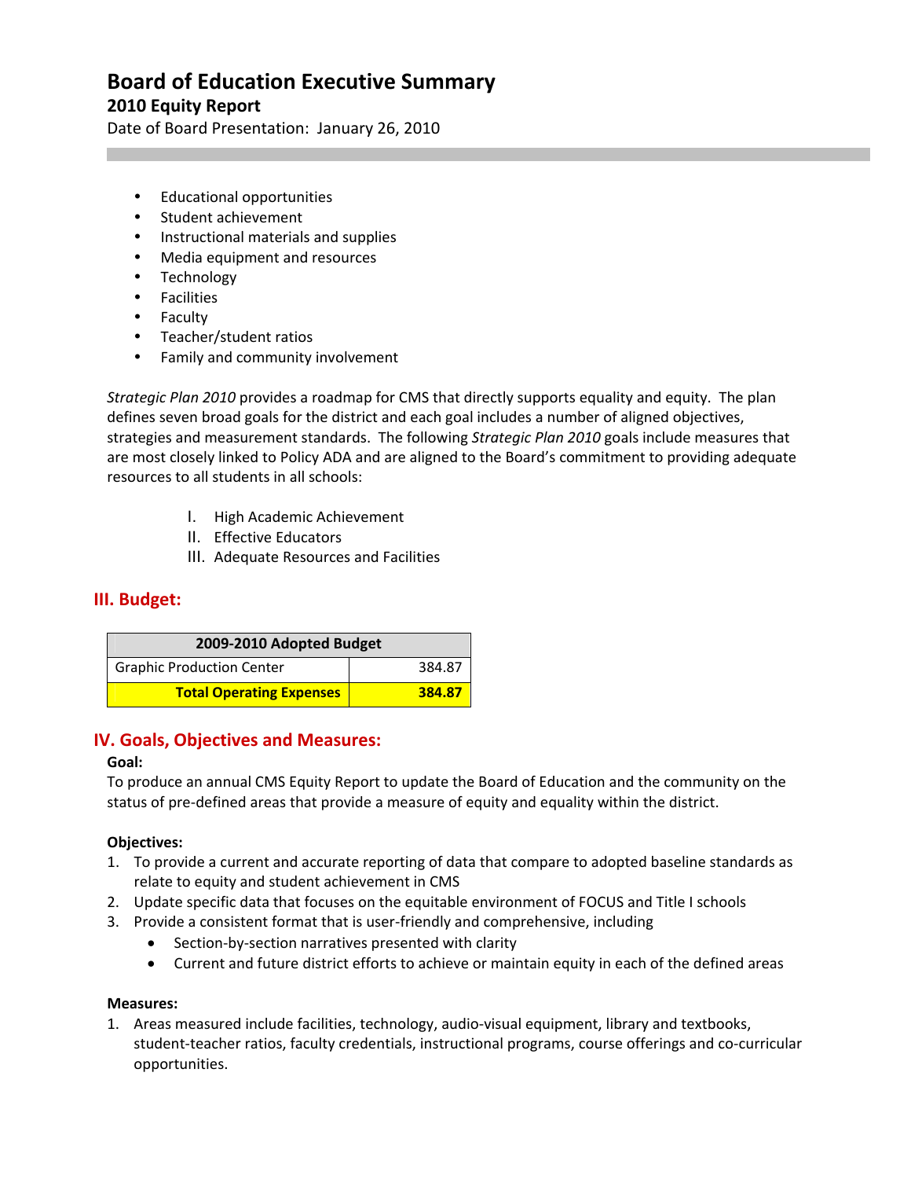# Board of Education Executive Summary

## 2010 Equity Report

Date of Board Presentation: January 26, 2010

- Educational opportunities
- Student achievement
- Instructional materials and supplies
- Media equipment and resources
- Technology
- Facilities
- Faculty
- Teacher/student ratios
- Family and community involvement

*Strategic Plan 2010* provides a roadmap for CMS that directly supports equality and equity. The plan defines seven broad goals for the district and each goal includes a number of aligned objectives, strategies and measurement standards. The following *Strategic Plan 2010* goals include measures that are most closely linked to Policy ADA and are aligned to the Board's commitment to providing adequate resources to all students in all schools:

I. High Academic Achievement
II. Effective Educators
III. Adequate Resources and Facilities

## III. Budget:

| 2009-2010 Adopted Budget | |
|---|---|
| Graphic Production Center | 384.87 |
| **Total Operating Expenses** | **384.87** |

## IV. Goals, Objectives and Measures:

**Goal:**

To produce an annual CMS Equity Report to update the Board of Education and the community on the status of pre-defined areas that provide a measure of equity and equality within the district.

**Objectives:**

1. To provide a current and accurate reporting of data that compare to adopted baseline standards as relate to equity and student achievement in CMS
2. Update specific data that focuses on the equitable environment of FOCUS and Title I schools
3. Provide a consistent format that is user-friendly and comprehensive, including
   - Section-by-section narratives presented with clarity
   - Current and future district efforts to achieve or maintain equity in each of the defined areas

**Measures:**

1. Areas measured include facilities, technology, audio-visual equipment, library and textbooks, student-teacher ratios, faculty credentials, instructional programs, course offerings and co-curricular opportunities.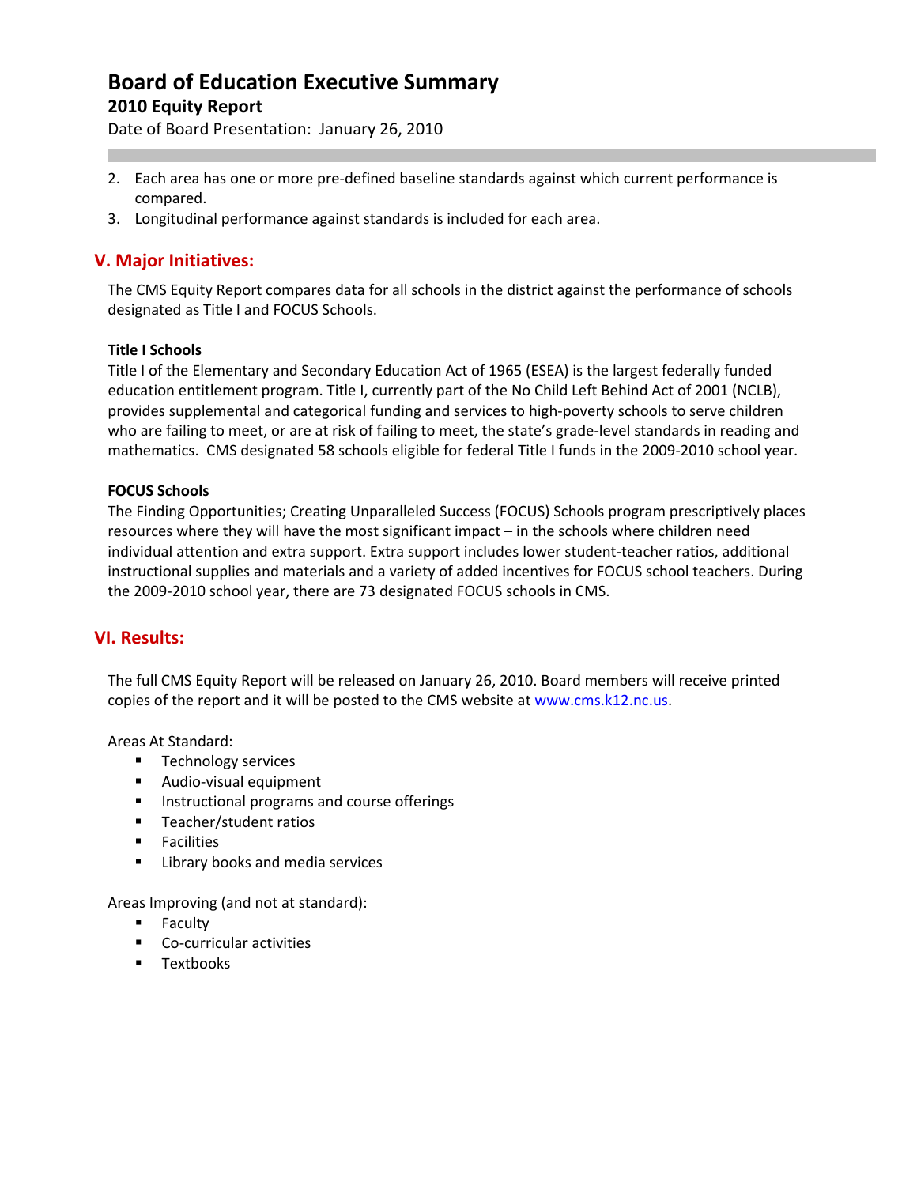2. Each area has one or more pre-defined baseline standards against which current performance is compared.
3. Longitudinal performance against standards is included for each area.

## V. Major Initiatives:

The CMS Equity Report compares data for all schools in the district against the performance of schools designated as Title I and FOCUS Schools.

**Title I Schools**

Title I of the Elementary and Secondary Education Act of 1965 (ESEA) is the largest federally funded education entitlement program. Title I, currently part of the No Child Left Behind Act of 2001 (NCLB), provides supplemental and categorical funding and services to high-poverty schools to serve children who are failing to meet, or are at risk of failing to meet, the state's grade-level standards in reading and mathematics. CMS designated 58 schools eligible for federal Title I funds in the 2009-2010 school year.

**FOCUS Schools**

The Finding Opportunities; Creating Unparalleled Success (FOCUS) Schools program prescriptively places resources where they will have the most significant impact – in the schools where children need individual attention and extra support. Extra support includes lower student-teacher ratios, additional instructional supplies and materials and a variety of added incentives for FOCUS school teachers. During the 2009-2010 school year, there are 73 designated FOCUS schools in CMS.

## VI. Results:

The full CMS Equity Report will be released on January 26, 2010. Board members will receive printed copies of the report and it will be posted to the CMS website at www.cms.k12.nc.us.

Areas At Standard:

- Technology services
- Audio-visual equipment
- Instructional programs and course offerings
- Teacher/student ratios
- Facilities
- Library books and media services

Areas Improving (and not at standard):

- Faculty
- Co-curricular activities
- Textbooks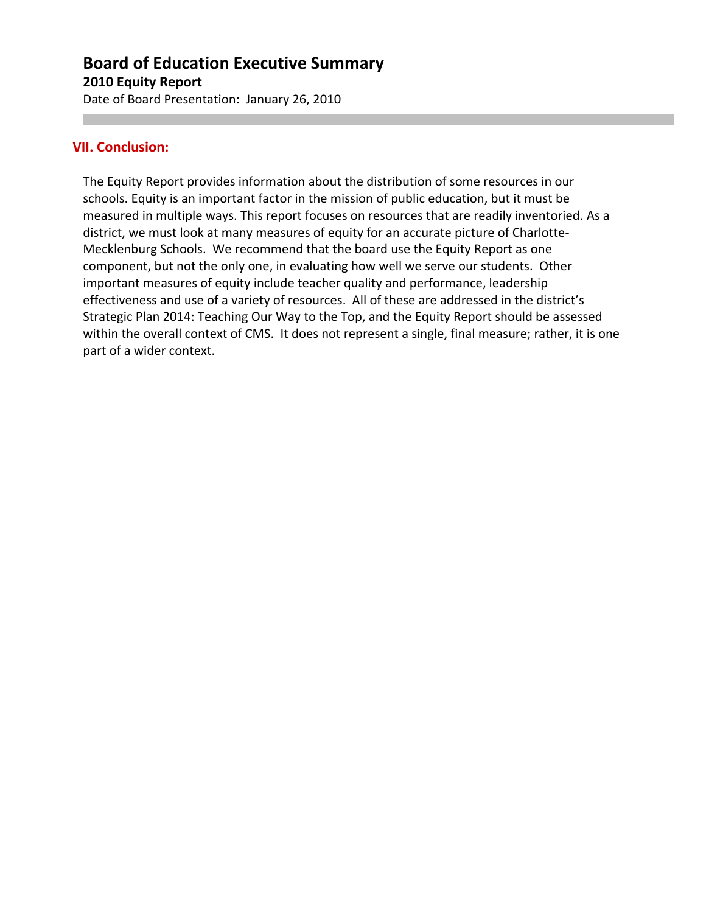# Board of Education Executive Summary

### 2010 Equity Report

Date of Board Presentation: January 26, 2010

## VII. Conclusion:

The Equity Report provides information about the distribution of some resources in our schools. Equity is an important factor in the mission of public education, but it must be measured in multiple ways. This report focuses on resources that are readily inventoried. As a district, we must look at many measures of equity for an accurate picture of Charlotte-Mecklenburg Schools. We recommend that the board use the Equity Report as one component, but not the only one, in evaluating how well we serve our students. Other important measures of equity include teacher quality and performance, leadership effectiveness and use of a variety of resources. All of these are addressed in the district's Strategic Plan 2014: Teaching Our Way to the Top, and the Equity Report should be assessed within the overall context of CMS. It does not represent a single, final measure; rather, it is one part of a wider context.